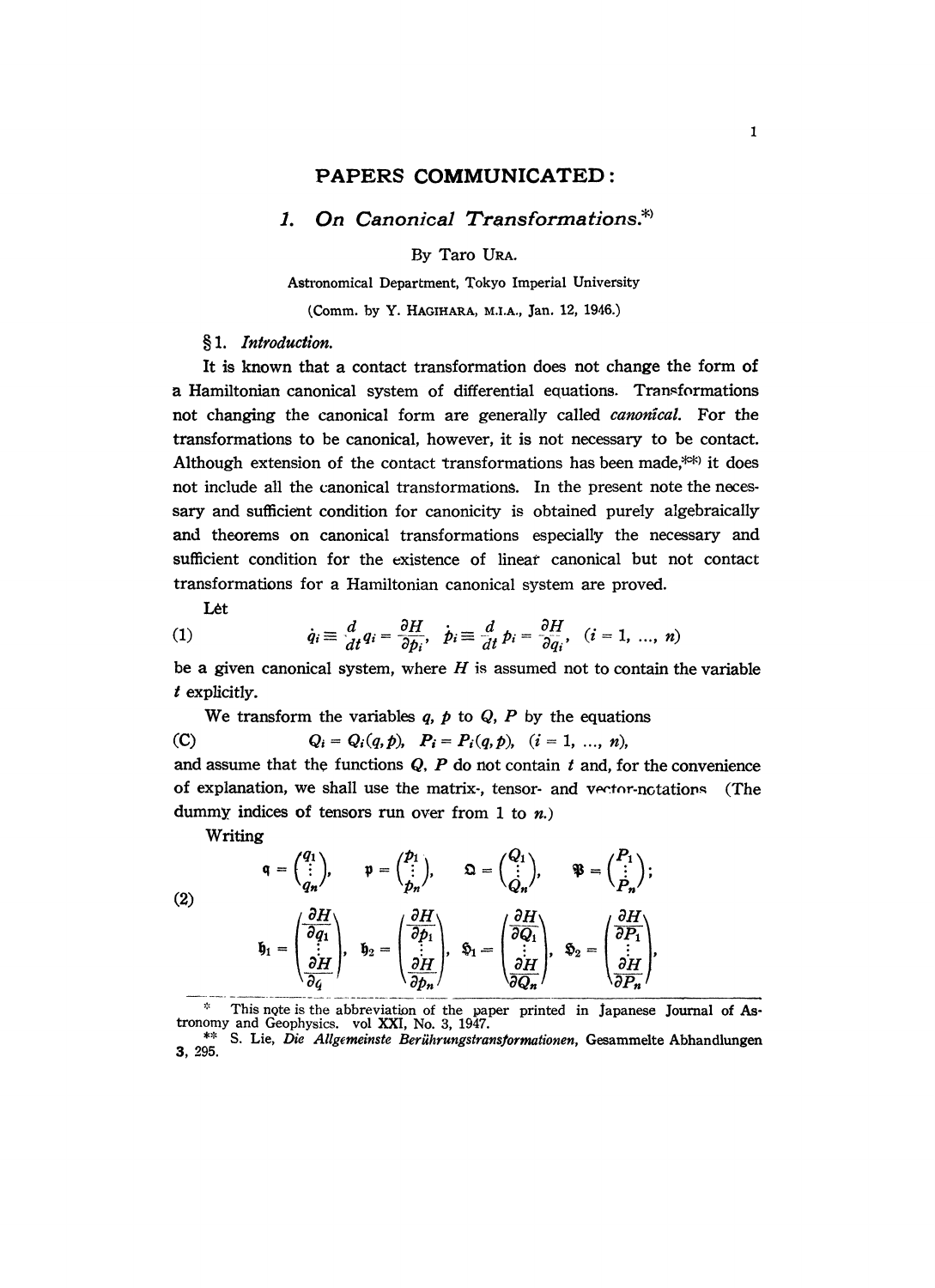## PAPERS COMMUNICATED:

### 1. *On Canonical Transformations.*[*]

By Taro URA.

Astronomical Department, Tokyo Imperial University

(Comm. by Y. HAGIHARA, M.I.A., Jan. 12, 1946.)

### § 1. *Introduction.*

It is known that a contact transformation does not change the form of a Hamiltonian canonical system of differential equations. Transformations not changing the canonical form are generally called *canonical*. For the transformations to be canonical, however, it is not necessary to be contact. Although extension of the contact transformations has been made,[**] it does not include all the canonical transformations. In the present note the necessary and sufficient condition for canonicity is obtained purely algebraically and theorems on canonical transformations especially the necessary and sufficient condition for the existence of linear canonical but not contact transformations for a Hamiltonian canonical system are proved.

Let

$$\dot{q}_i \equiv \frac{d}{dt} q_i = \frac{\partial H}{\partial p_i}, \quad \dot{p}_i \equiv \frac{d}{dt} p_i = -\frac{\partial H}{\partial q_i}, \quad (i = 1, \dots, n) \tag{1}$$

be a given canonical system, where $H$ is assumed not to contain the variable $t$ explicitly.

We transform the variables $q$, $p$ to $Q$, $P$ by the equations

$$Q_i = Q_i(q, p), \quad P_i = P_i(q, p), \quad (i = 1, \dots, n), \tag{C}$$

and assume that the functions $Q$, $P$ do not contain $t$ and, for the convenience of explanation, we shall use the matrix-, tensor- and vector-notations (The dummy indices of tensors run over from 1 to $n$.)

Writing

$$\mathfrak{q} = \begin{pmatrix} q_1 \\ \vdots \\ q_n \end{pmatrix}, \quad \mathfrak{p} = \begin{pmatrix} p_1 \\ \vdots \\ p_n \end{pmatrix}, \quad \mathfrak{Q} = \begin{pmatrix} Q_1 \\ \vdots \\ Q_n \end{pmatrix}, \quad \mathfrak{P} = \begin{pmatrix} P_1 \\ \vdots \\ P_n \end{pmatrix};$$

$$\mathfrak{h}_1 = \begin{pmatrix} \frac{\partial H}{\partial q_1} \\ \vdots \\ \frac{\partial H}{\partial q_n} \end{pmatrix}, \quad \mathfrak{h}_2 = \begin{pmatrix} \frac{\partial H}{\partial p_1} \\ \vdots \\ \frac{\partial H}{\partial p_n} \end{pmatrix}, \quad \mathfrak{H}_1 = \begin{pmatrix} \frac{\partial H}{\partial Q_1} \\ \vdots \\ \frac{\partial H}{\partial Q_n} \end{pmatrix}, \quad \mathfrak{H}_2 = \begin{pmatrix} \frac{\partial H}{\partial P_1} \\ \vdots \\ \frac{\partial H}{\partial P_n} \end{pmatrix}, \tag{2}$$

---

[*] This note is the abbreviation of the paper printed in Japanese Journal of Astronomy and Geophysics. vol XXI, No. 3, 1947.

[**] S. Lie, *Die Allgemeinste Berührungstransformationen*, Gesammelte Abhandlungen 3, 295.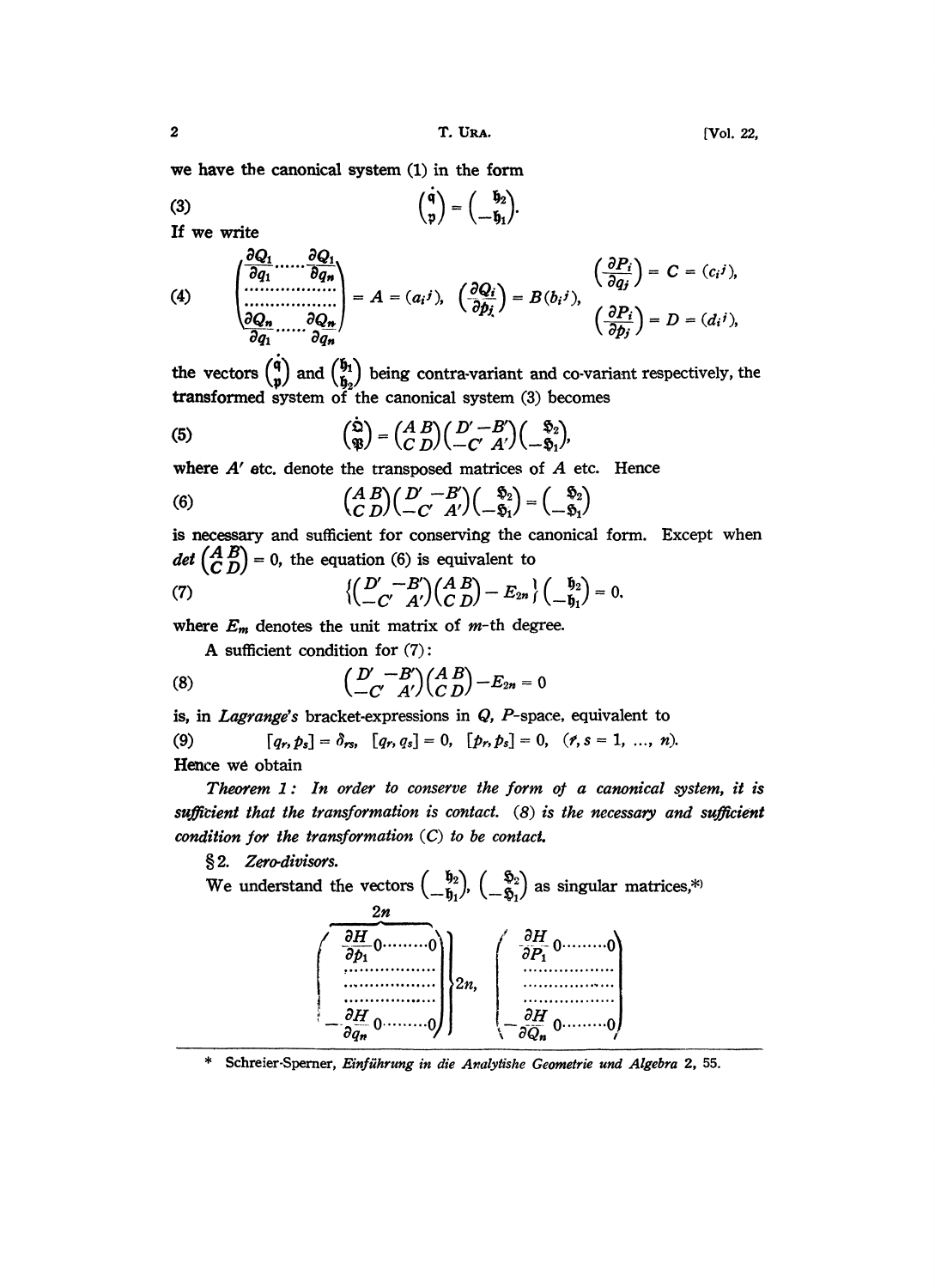we have the canonical system (1) in the form

$$\begin{pmatrix} \dot{\mathfrak{q}} \\ \dot{\mathfrak{p}} \end{pmatrix} = \begin{pmatrix} \mathfrak{h}_2 \\ -\mathfrak{h}_1 \end{pmatrix}. \tag{3}$$

If we write

$$\begin{pmatrix} \frac{\partial Q_1}{\partial q_1} \cdots\cdots \frac{\partial Q_1}{\partial q_n} \\ \cdots\cdots\cdots\cdots \\ \cdots\cdots\cdots\cdots \\ \frac{\partial Q_n}{\partial q_1} \cdots\cdots \frac{\partial Q_n}{\partial q_n} \end{pmatrix} = A = (a_i{}^j), \quad \left(\frac{\partial Q_i}{\partial p_j}\right) = B(b_i{}^j), \quad \begin{matrix} \left(\frac{\partial P_i}{\partial q_j}\right) = C = (c_i{}^j), \\ \left(\frac{\partial P_i}{\partial p_j}\right) = D = (d_i{}^j), \end{matrix} \tag{4}$$

the vectors $\begin{pmatrix} \dot{\mathfrak{q}} \\ \dot{\mathfrak{p}} \end{pmatrix}$ and $\begin{pmatrix} \mathfrak{h}_1 \\ \mathfrak{h}_2 \end{pmatrix}$ being contra-variant and co-variant respectively, the transformed system of the canonical system (3) becomes

$$\begin{pmatrix} \dot{\mathfrak{Q}} \\ \dot{\mathfrak{P}} \end{pmatrix} = \begin{pmatrix} A & B \\ C & D \end{pmatrix} \begin{pmatrix} D' & -B' \\ -C' & A' \end{pmatrix} \begin{pmatrix} \mathfrak{H}_2 \\ -\mathfrak{H}_1 \end{pmatrix}, \tag{5}$$

where $A'$ etc. denote the transposed matrices of $A$ etc. Hence

$$\begin{pmatrix} A & B \\ C & D \end{pmatrix} \begin{pmatrix} D' & -B' \\ -C' & A' \end{pmatrix} \begin{pmatrix} \mathfrak{H}_2 \\ -\mathfrak{H}_1 \end{pmatrix} = \begin{pmatrix} \mathfrak{H}_2 \\ -\mathfrak{H}_1 \end{pmatrix} \tag{6}$$

is necessary and sufficient for conserving the canonical form. Except when $\det \begin{pmatrix} A & B \\ C & D \end{pmatrix} = 0$, the equation (6) is equivalent to

$$\left\{ \begin{pmatrix} D' & -B' \\ -C' & A' \end{pmatrix} \begin{pmatrix} A & B \\ C & D \end{pmatrix} - E_{2n} \right\} \begin{pmatrix} \mathfrak{h}_2 \\ -\mathfrak{h}_1 \end{pmatrix} = 0, \tag{7}$$

where $E_m$ denotes the unit matrix of $m$-th degree.

A sufficient condition for (7):

$$\begin{pmatrix} D' & -B' \\ -C' & A' \end{pmatrix} \begin{pmatrix} A & B \\ C & D \end{pmatrix} - E_{2n} = 0 \tag{8}$$

is, in *Lagrange's* bracket-expressions in $Q$, $P$-space, equivalent to

$$[q_r, p_s] = \delta_{rs}, \quad [q_r, q_s] = 0, \quad [p_r, p_s] = 0, \quad (r, s = 1, \ldots, n). \tag{9}$$

Hence we obtain

*Theorem 1: In order to conserve the form of a canonical system, it is sufficient that the transformation is contact. (8) is the necessary and sufficient condition for the transformation (C) to be contact.*

§ 2. *Zero-divisors.*

We understand the vectors $\begin{pmatrix} \mathfrak{h}_2 \\ -\mathfrak{h}_1 \end{pmatrix}$, $\begin{pmatrix} \mathfrak{H}_2 \\ -\mathfrak{H}_1 \end{pmatrix}$ as singular matrices,*

$$\overbrace{\begin{pmatrix} \frac{\partial H}{\partial p_1} 0 \cdots\cdots 0 \\ \cdots\cdots\cdots\cdots \\ \cdots\cdots\cdots\cdots \\ \cdots\cdots\cdots\cdots \\ -\frac{\partial H}{\partial q_n} 0 \cdots\cdots 0 \end{pmatrix}}^{2n} \Bigg\} 2n, \qquad \begin{pmatrix} \frac{\partial H}{\partial P_1} 0 \cdots\cdots 0 \\ \cdots\cdots\cdots\cdots \\ \cdots\cdots\cdots\cdots \\ \cdots\cdots\cdots\cdots \\ -\frac{\partial H}{\partial Q_n} 0 \cdots\cdots 0 \end{pmatrix}$$

---

\* Schreier-Sperner, *Einführung in die Analytishe Geometrie und Algebra* 2, 55.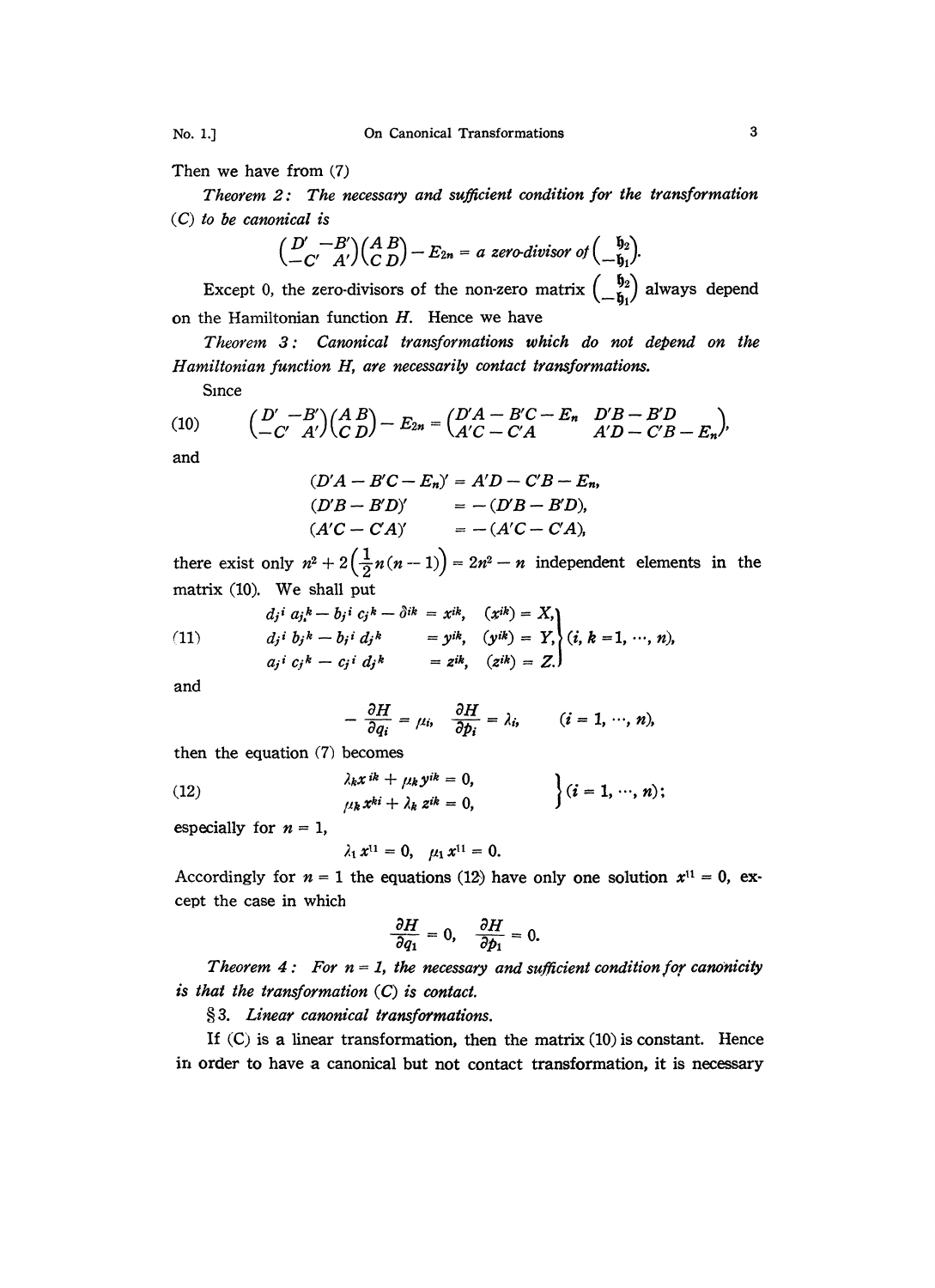Then we have from (7)

*Theorem 2: The necessary and sufficient condition for the transformation (C) to be canonical is*

$$\begin{pmatrix} D' & -B' \\ -C' & A' \end{pmatrix}\begin{pmatrix} A & B \\ C & D \end{pmatrix} - E_{2n} = \textit{a zero-divisor of} \begin{pmatrix} \mathfrak{h}_2 \\ -\mathfrak{h}_1 \end{pmatrix}.$$

Except 0, the zero-divisors of the non-zero matrix $\begin{pmatrix} \mathfrak{h}_2 \\ -\mathfrak{h}_1 \end{pmatrix}$ always depend on the Hamiltonian function $H$. Hence we have

*Theorem 3: Canonical transformations which do not depend on the Hamiltonian function H, are necessarily contact transformations.*

Since

$$\begin{pmatrix} D' & -B' \\ -C' & A' \end{pmatrix}\begin{pmatrix} A & B \\ C & D \end{pmatrix} - E_{2n} = \begin{pmatrix} D'A - B'C - E_n & D'B - B'D \\ A'C - C'A & A'D - C'B - E_n \end{pmatrix}, \tag{10}$$

and

$$\begin{aligned} (D'A - B'C - E_n)' &= A'D - C'B - E_n, \\ (D'B - B'D)' &= -(D'B - B'D), \\ (A'C - C'A)' &= -(A'C - C'A), \end{aligned}$$

there exist only $n^2 + 2\left(\frac{1}{2}n(n-1)\right) = 2n^2 - n$ independent elements in the matrix (10). We shall put

$$\left.\begin{aligned} d_j{}^i a_j{}^k - b_j{}^i c_j{}^k - \delta^{ik} &= x^{ik}, \quad (x^{ik}) = X, \\ d_j{}^i b_j{}^k - b_j{}^i d_j{}^k &= y^{ik}, \quad (y^{ik}) = Y, \\ a_j{}^i c_j{}^k - c_j{}^i d_j{}^k &= z^{ik}, \quad (z^{ik}) = Z. \end{aligned}\right\} (i, k = 1, \cdots, n), \tag{11}$$

and

$$-\frac{\partial H}{\partial q_i} = \mu_i, \quad \frac{\partial H}{\partial p_i} = \lambda_i, \qquad (i = 1, \cdots, n),$$

then the equation (7) becomes

$$\left.\begin{aligned} \lambda_k x^{ik} + \mu_k y^{ik} &= 0, \\ \mu_k x^{ki} + \lambda_k z^{ik} &= 0, \end{aligned}\right\} (i = 1, \cdots, n); \tag{12}$$

especially for $n = 1$,

$$\lambda_1 x^{11} = 0, \quad \mu_1 x^{11} = 0.$$

Accordingly for $n = 1$ the equations (12) have only one solution $x^{11} = 0$, except the case in which

$$\frac{\partial H}{\partial q_1} = 0, \quad \frac{\partial H}{\partial p_1} = 0.$$

*Theorem 4: For n = 1, the necessary and sufficient condition for canonicity is that the transformation (C) is contact.*

## § 3. *Linear canonical transformations.*

If (C) is a linear transformation, then the matrix (10) is constant. Hence in order to have a canonical but not contact transformation, it is necessary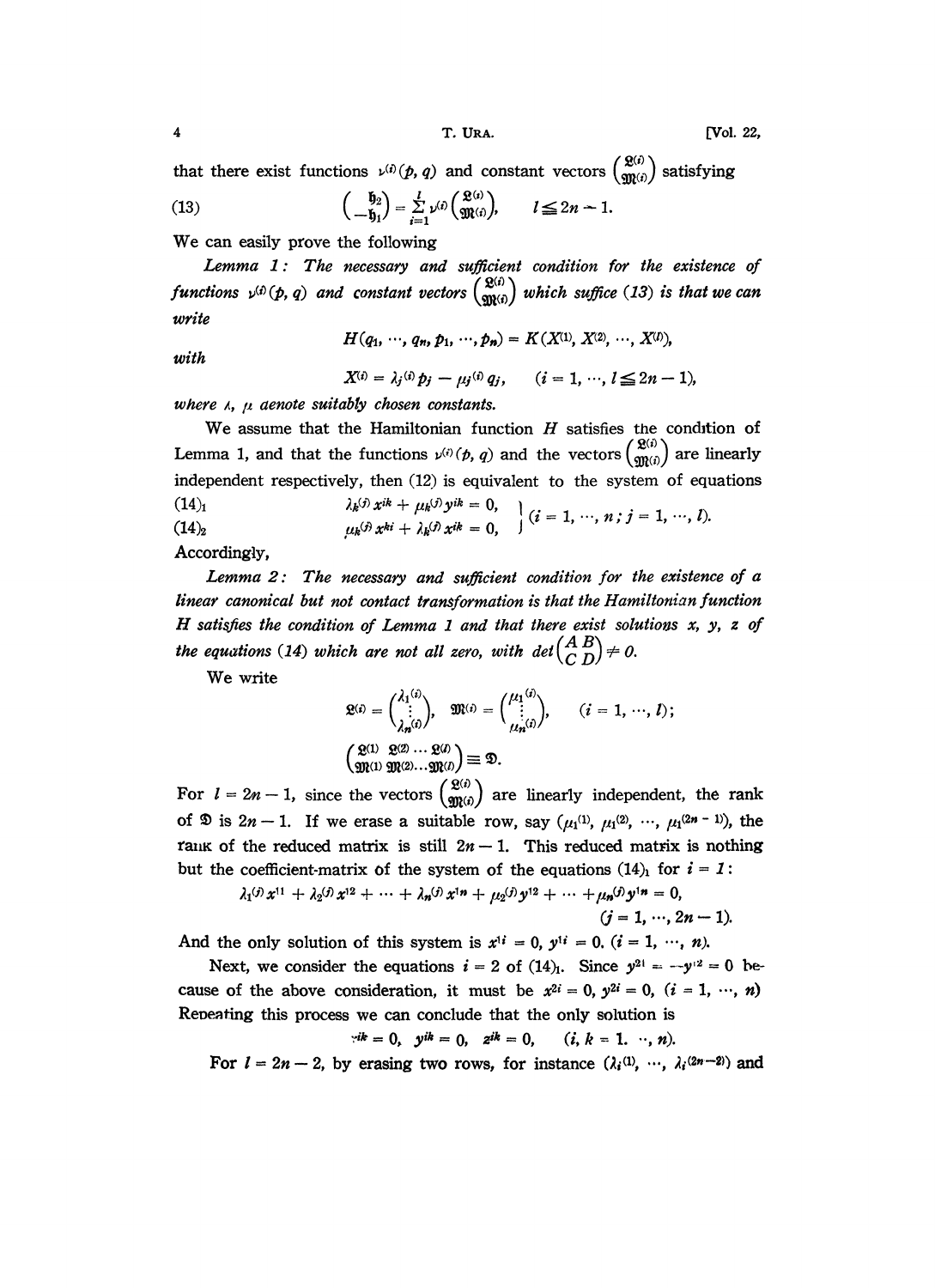that there exist functions $\nu^{(i)}(p, q)$ and constant vectors $\begin{pmatrix} \mathfrak{L}^{(i)} \\ \mathfrak{M}^{(i)} \end{pmatrix}$ satisfying

$$\begin{pmatrix} \mathfrak{h}_2 \\ -\mathfrak{h}_1 \end{pmatrix} = \sum_{i=1}^{l} \nu^{(i)} \begin{pmatrix} \mathfrak{L}^{(i)} \\ \mathfrak{M}^{(i)} \end{pmatrix}, \qquad l \leqq 2n-1. \tag{13}$$

We can easily prove the following

*Lemma 1: The necessary and sufficient condition for the existence of functions $\nu^{(i)}(p, q)$ and constant vectors $\begin{pmatrix} \mathfrak{L}^{(i)} \\ \mathfrak{M}^{(i)} \end{pmatrix}$ which suffice (13) is that we can write*

$$H(q_1, \cdots, q_n, p_1, \cdots, p_n) = K(X^{(1)}, X^{(2)}, \cdots, X^{(l)}),$$

*with*

$$X^{(i)} = \lambda_j^{(i)} p_j - \mu_j^{(i)} q_j, \qquad (i = 1, \cdots, l \leqq 2n-1),$$

*where $\lambda$, $\mu$ denote suitably chosen constants.*

We assume that the Hamiltonian function $H$ satisfies the condition of Lemma 1, and that the functions $\nu^{(i)}(p, q)$ and the vectors $\begin{pmatrix} \mathfrak{L}^{(i)} \\ \mathfrak{M}^{(i)} \end{pmatrix}$ are linearly independent respectively, then (12) is equivalent to the system of equations

$$\left.\begin{aligned} &\lambda_k^{(j)} x^{ik} + \mu_k^{(j)} y^{ik} = 0, \qquad (14)_1 \\ &\mu_k^{(j)} x^{ki} + \lambda_k^{(j)} x^{ik} = 0, \qquad (14)_2 \end{aligned}\right\} (i = 1, \cdots, n;\ j = 1, \cdots, l).$$

Accordingly,

*Lemma 2: The necessary and sufficient condition for the existence of a linear canonical but not contact transformation is that the Hamiltonian function $H$ satisfies the condition of Lemma 1 and that there exist solutions $x$, $y$, $z$ of the equations (14) which are not all zero, with $\det\begin{pmatrix} A & B \\ C & D \end{pmatrix} \neq 0$.*

We write

$$\mathfrak{L}^{(i)} = \begin{pmatrix} \lambda_1^{(i)} \\ \vdots \\ \lambda_n^{(i)} \end{pmatrix}, \quad \mathfrak{M}^{(i)} = \begin{pmatrix} \mu_1^{(i)} \\ \vdots \\ \mu_n^{(i)} \end{pmatrix}, \qquad (i = 1, \cdots, l);$$

$$\begin{pmatrix} \mathfrak{L}^{(1)} & \mathfrak{L}^{(2)} \cdots \mathfrak{L}^{(l)} \\ \mathfrak{M}^{(1)} & \mathfrak{M}^{(2)} \cdots \mathfrak{M}^{(l)} \end{pmatrix} \equiv \mathfrak{D}.$$

For $l = 2n-1$, since the vectors $\begin{pmatrix} \mathfrak{L}^{(i)} \\ \mathfrak{M}^{(i)} \end{pmatrix}$ are linearly independent, the rank of $\mathfrak{D}$ is $2n-1$. If we erase a suitable row, say $(\mu_1^{(1)}, \mu_1^{(2)}, \cdots, \mu_1^{(2n-1)})$, the rank of the reduced matrix is still $2n-1$. This reduced matrix is nothing but the coefficient-matrix of the system of the equations $(14)_1$ for $i = 1$:

$$\lambda_1^{(j)} x^{11} + \lambda_2^{(j)} x^{12} + \cdots + \lambda_n^{(j)} x^{1n} + \mu_2^{(j)} y^{12} + \cdots + \mu_n^{(j)} y^{1n} = 0,$$
$$(j = 1, \cdots, 2n-1).$$

And the only solution of this system is $x^{1i} = 0$, $y^{1i} = 0$, $(i = 1, \cdots, n)$.

Next, we consider the equations $i = 2$ of $(14)_1$. Since $y^{21} = -y^{12} = 0$ because of the above consideration, it must be $x^{2i} = 0$, $y^{2i} = 0$, $(i = 1, \cdots, n)$. Repeating this process we can conclude that the only solution is

$$x^{ik} = 0, \quad y^{ik} = 0, \quad z^{ik} = 0, \qquad (i, k = 1, \cdots, n).$$

For $l = 2n-2$, by erasing two rows, for instance $(\lambda_i^{(1)}, \cdots, \lambda_i^{(2n-2)})$ and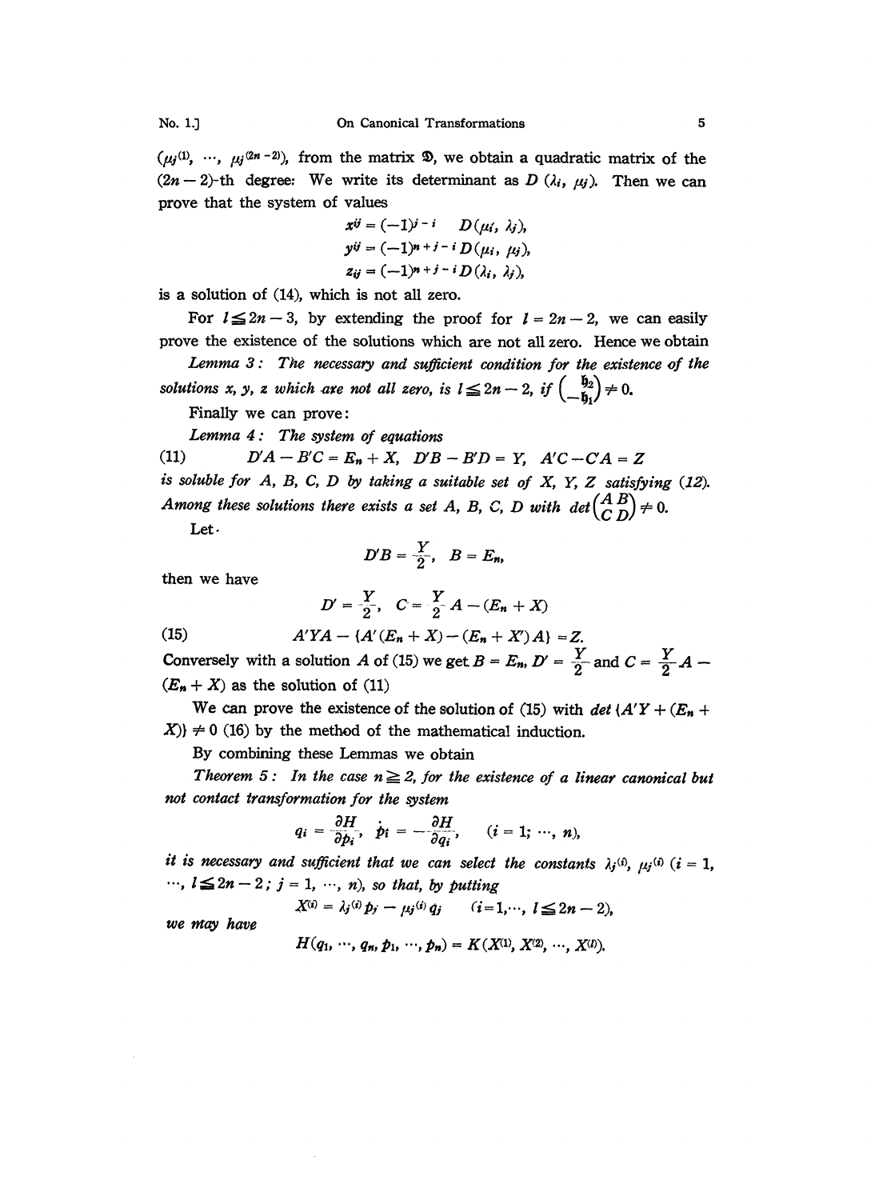$(\mu_j^{(1)}, \cdots, \mu_j^{(2n-2)})$, from the matrix $\mathfrak{D}$, we obtain a quadratic matrix of the $(2n-2)$-th degree: We write its determinant as $D(\lambda_i, \mu_j)$. Then we can prove that the system of values

$$x^{ij} = (-1)^{j-i} \quad D(\mu_i, \lambda_j),$$
$$y^{ij} = (-1)^{n+j-i} D(\mu_i, \mu_j),$$
$$z_{ij} = (-1)^{n+j-i} D(\lambda_i, \lambda_j),$$

is a solution of (14), which is not all zero.

For $l \leqq 2n-3$, by extending the proof for $l = 2n-2$, we can easily prove the existence of the solutions which are not all zero. Hence we obtain

*Lemma 3: The necessary and sufficient condition for the existence of the solutions $x, y, z$ which are not all zero, is $l \leqq 2n-2$, if $\begin{pmatrix} \mathfrak{h}_2 \\ -\mathfrak{h}_1 \end{pmatrix} \neq 0$.*

Finally we can prove:

*Lemma 4: The system of equations*

$$D'A - B'C = E_n + X, \quad D'B - B'D = Y, \quad A'C - C'A = Z \tag{11}$$

*is soluble for $A, B, C, D$ by taking a suitable set of $X, Y, Z$ satisfying (12). Among these solutions there exists a set $A, B, C, D$ with $\det\begin{pmatrix} A & B \\ C & D \end{pmatrix} \neq 0$.*

Let

$$D'B = \frac{Y}{2}, \quad B = E_n,$$

then we have

$$D' = \frac{Y}{2}, \quad C = \frac{Y}{2}A - (E_n + X)$$

$$A'YA - \{A'(E_n + X) - (E_n + X')A\} = Z. \tag{15}$$

Conversely with a solution $A$ of (15) we get $B = E_n$, $D' = \frac{Y}{2}$ and $C = \frac{Y}{2}A - (E_n + X)$ as the solution of (11)

We can prove the existence of the solution of (15) with $\det\{A'Y + (E_n + X)\} \neq 0$ (16) by the method of the mathematical induction.

By combining these Lemmas we obtain

*Theorem 5: In the case $n \geqq 2$, for the existence of a linear canonical but not contact transformation for the system*

$$\dot{q}_i = \frac{\partial H}{\partial p_i}, \quad \dot{p}_i = -\frac{\partial H}{\partial q_i}, \quad (i = 1; \cdots, n),$$

*it is necessary and sufficient that we can select the constants $\lambda_j^{(i)}, \mu_j^{(i)}$ $(i = 1, \cdots, l \leqq 2n-2;\ j = 1, \cdots, n)$, so that, by putting*

$$X^{(i)} = \lambda_j^{(i)} p_j - \mu_j^{(i)} q_j \qquad (i = 1, \cdots, l \leqq 2n-2),$$

*we may have*

$$H(q_1, \cdots, q_n, p_1, \cdots, p_n) = K(X^{(1)}, X^{(2)}, \cdots, X^{(l)}).$$